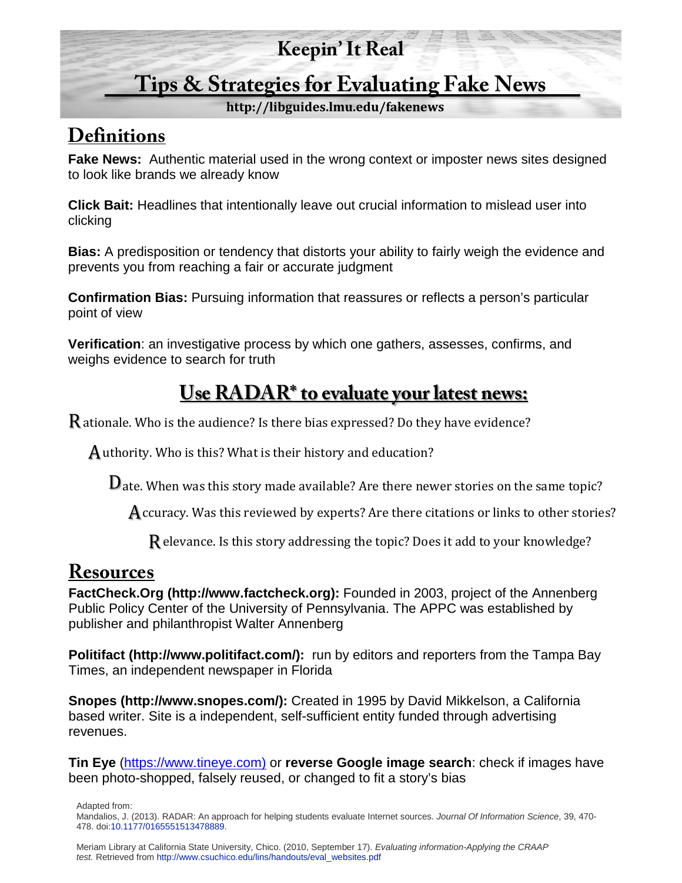# Keepin' It Real

## Tips & Strategies for Evaluating Fake News

**http://libguides.lmu.edu/fakenews**

## Definitions

**Fake News:** Authentic material used in the wrong context or imposter news sites designed to look like brands we already know

**Click Bait:** Headlines that intentionally leave out crucial information to mislead user into clicking

**Bias:** A predisposition or tendency that distorts your ability to fairly weigh the evidence and prevents you from reaching a fair or accurate judgment

**Confirmation Bias:** Pursuing information that reassures or reflects a person's particular point of view

**Verification**: an investigative process by which one gathers, assesses, confirms, and weighs evidence to search for truth

## Use RADAR* to evaluate your latest news:

**R**ationale. Who is the audience? Is there bias expressed? Do they have evidence?

**A**uthority. Who is this? What is their history and education?

**D**ate. When was this story made available? Are there newer stories on the same topic?

**A**ccuracy. Was this reviewed by experts? Are there citations or links to other stories?

**R**elevance. Is this story addressing the topic? Does it add to your knowledge?

## Resources

**FactCheck.Org (http://www.factcheck.org):** Founded in 2003, project of the Annenberg Public Policy Center of the University of Pennsylvania. The APPC was established by publisher and philanthropist Walter Annenberg

**Politifact (http://www.politifact.com/):** run by editors and reporters from the Tampa Bay Times, an independent newspaper in Florida

**Snopes (http://www.snopes.com/):** Created in 1995 by David Mikkelson, a California based writer. Site is a independent, self-sufficient entity funded through advertising revenues.

**Tin Eye** (https://www.tineye.com) or **reverse Google image search**: check if images have been photo-shopped, falsely reused, or changed to fit a story's bias

Adapted from:
Mandalios, J. (2013). RADAR: An approach for helping students evaluate Internet sources. *Journal Of Information Science*, 39, 470-478. doi:10.1177/0165551513478889.

Meriam Library at California State University, Chico. (2010, September 17). *Evaluating information-Applying the CRAAP test.* Retrieved from http://www.csuchico.edu/lins/handouts/eval_websites.pdf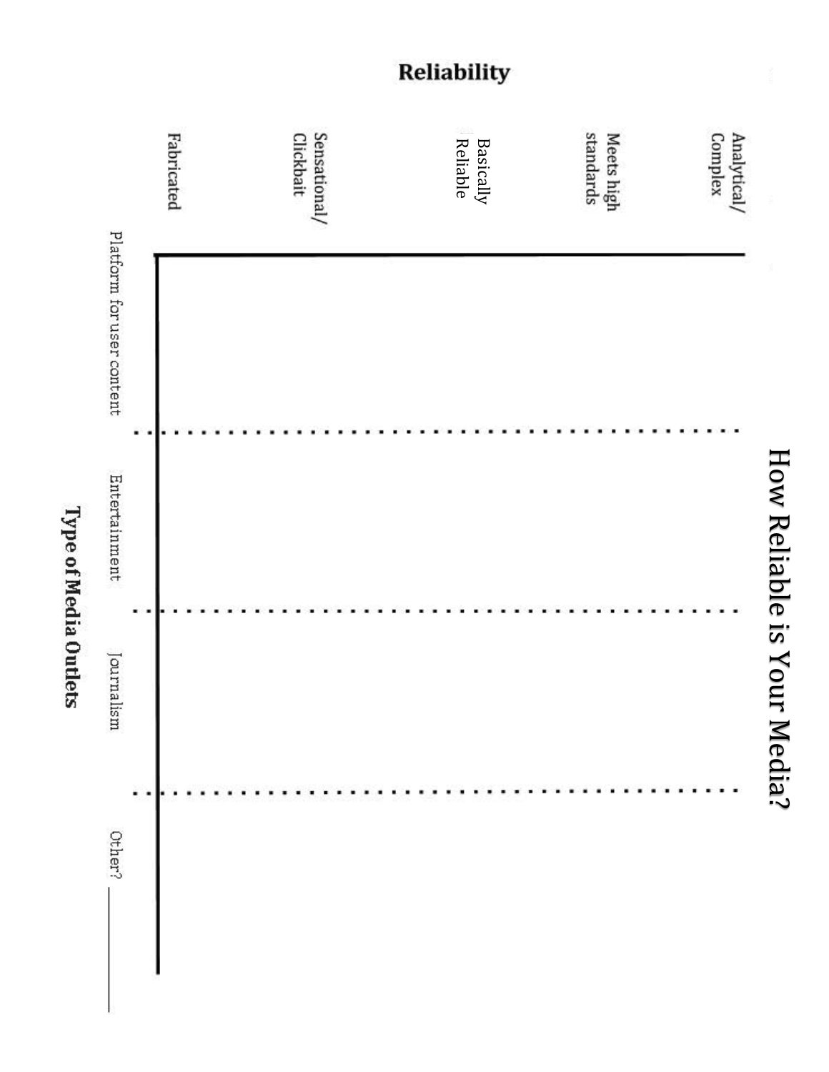# How Reliable is Your Media?

**Reliability**

Analytical/ Complex

Meets high standards

Basically Reliable

Sensational/ Clickbait

Fabricated

Platform for user content

Entertainment

Journalism

Other? ______

**Type of Media Outlets**